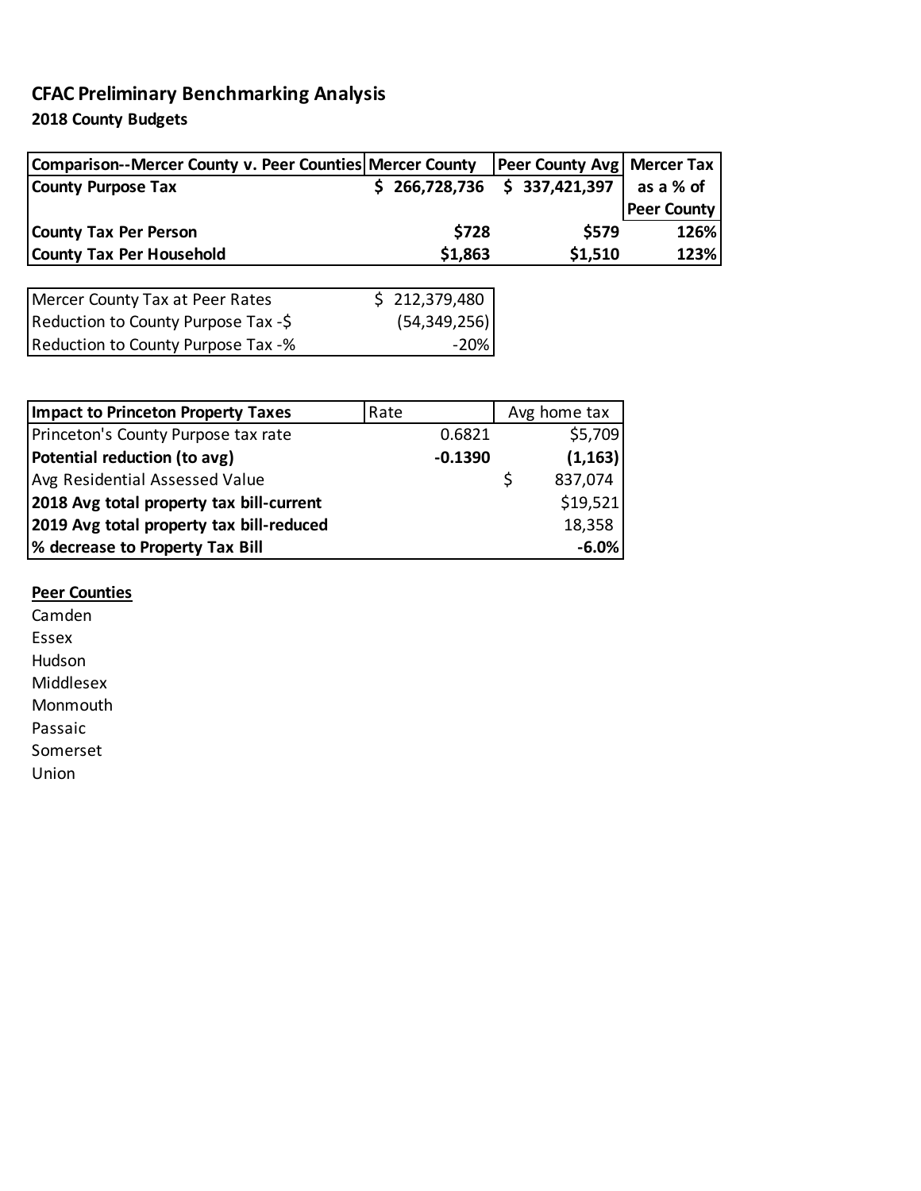# CFAC Preliminary Benchmarking Analysis

## 2018 County Budgets

| Comparison--Mercer County v. Peer Counties | Mercer County | Peer County Avg | Mercer Tax as a % of Peer County |
|---|---|---|---|
| **County Purpose Tax** | **$ 266,728,736** | **$ 337,421,397** | |
| **County Tax Per Person** | **$728** | **$579** | **126%** |
| **County Tax Per Household** | **$1,863** | **$1,510** | **123%** |

| | |
|---|---|
| Mercer County Tax at Peer Rates | $ 212,379,480 |
| Reduction to County Purpose Tax -$ | (54,349,256) |
| Reduction to County Purpose Tax -% | -20% |

| Impact to Princeton Property Taxes | Rate | Avg home tax |
|---|---|---|
| Princeton's County Purpose tax rate | 0.6821 | $5,709 |
| **Potential reduction (to avg)** | **-0.1390** | **(1,163)** |
| Avg Residential Assessed Value | | $ 837,074 |
| **2018 Avg total property tax bill-current** | | $19,521 |
| **2019 Avg total property tax bill-reduced** | | 18,358 |
| **% decrease to Property Tax Bill** | | **-6.0%** |

**Peer Counties**

Camden
Essex
Hudson
Middlesex
Monmouth
Passaic
Somerset
Union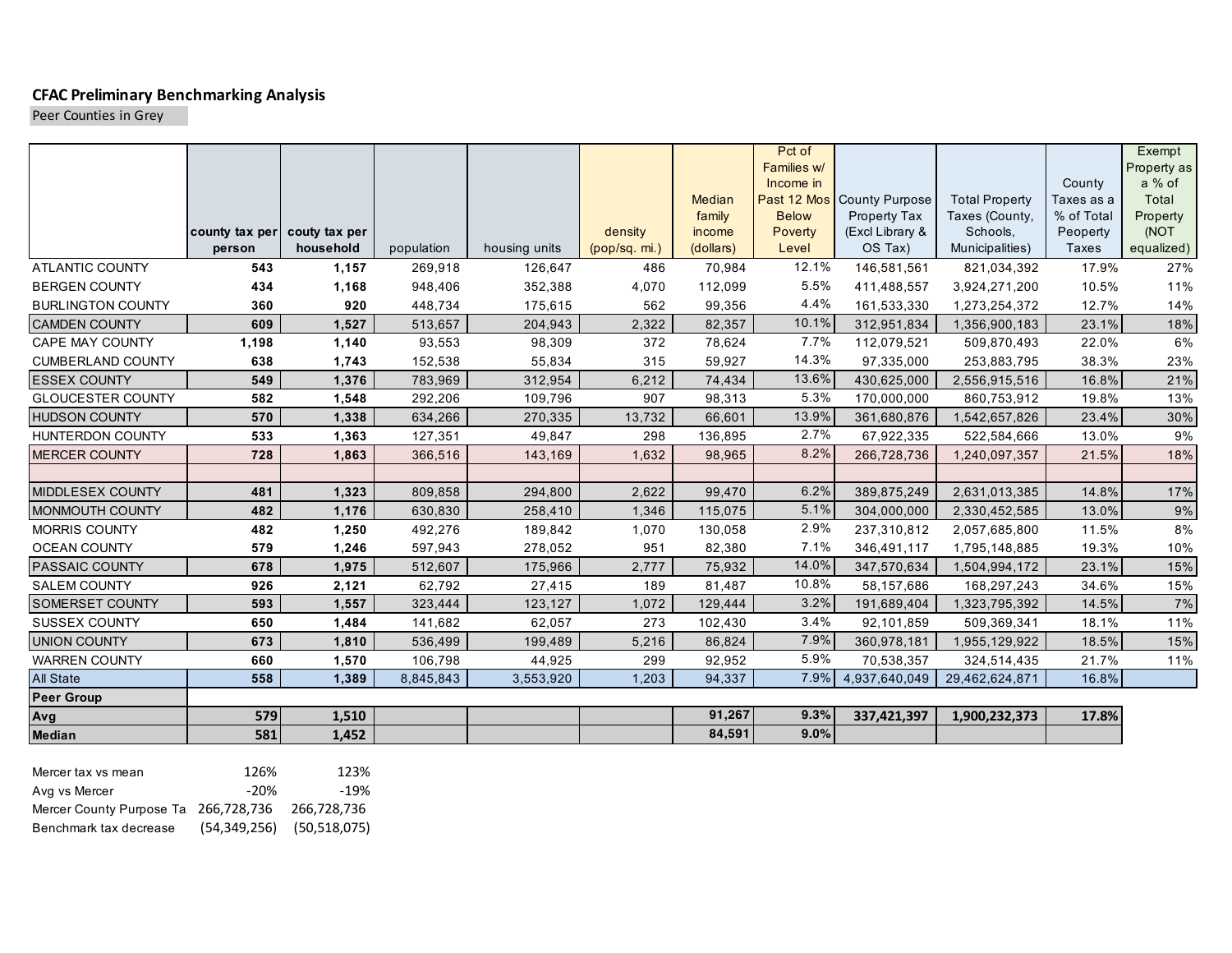## CFAC Preliminary Benchmarking Analysis

Peer Counties in Grey

| | county tax per person | couty tax per household | population | housing units | density (pop/sq. mi.) | Median family income (dollars) | Pct of Families w/ Income in Past 12 Mos Below Poverty Level | County Purpose Property Tax (Excl Library & OS Tax) | Total Property Taxes (County, Schools, Municipalities) | County Taxes as a % of Total Peoperty Taxes | Exempt Property as a % of Total Property (NOT equalized) |
|---|---|---|---|---|---|---|---|---|---|---|---|
| ATLANTIC COUNTY | **543** | **1,157** | 269,918 | 126,647 | 486 | 70,984 | 12.1% | 146,581,561 | 821,034,392 | 17.9% | 27% |
| BERGEN COUNTY | **434** | **1,168** | 948,406 | 352,388 | 4,070 | 112,099 | 5.5% | 411,488,557 | 3,924,271,200 | 10.5% | 11% |
| BURLINGTON COUNTY | **360** | **920** | 448,734 | 175,615 | 562 | 99,356 | 4.4% | 161,533,330 | 1,273,254,372 | 12.7% | 14% |
| CAMDEN COUNTY | **609** | **1,527** | 513,657 | 204,943 | 2,322 | 82,357 | 10.1% | 312,951,834 | 1,356,900,183 | 23.1% | 18% |
| CAPE MAY COUNTY | **1,198** | **1,140** | 93,553 | 98,309 | 372 | 78,624 | 7.7% | 112,079,521 | 509,870,493 | 22.0% | 6% |
| CUMBERLAND COUNTY | **638** | **1,743** | 152,538 | 55,834 | 315 | 59,927 | 14.3% | 97,335,000 | 253,883,795 | 38.3% | 23% |
| ESSEX COUNTY | **549** | **1,376** | 783,969 | 312,954 | 6,212 | 74,434 | 13.6% | 430,625,000 | 2,556,915,516 | 16.8% | 21% |
| GLOUCESTER COUNTY | **582** | **1,548** | 292,206 | 109,796 | 907 | 98,313 | 5.3% | 170,000,000 | 860,753,912 | 19.8% | 13% |
| HUDSON COUNTY | **570** | **1,338** | 634,266 | 270,335 | 13,732 | 66,601 | 13.9% | 361,680,876 | 1,542,657,826 | 23.4% | 30% |
| HUNTERDON COUNTY | **533** | **1,363** | 127,351 | 49,847 | 298 | 136,895 | 2.7% | 67,922,335 | 522,584,666 | 13.0% | 9% |
| MERCER COUNTY | **728** | **1,863** | 366,516 | 143,169 | 1,632 | 98,965 | 8.2% | 266,728,736 | 1,240,097,357 | 21.5% | 18% |
| | | | | | | | | | | | |
| MIDDLESEX COUNTY | **481** | **1,323** | 809,858 | 294,800 | 2,622 | 99,470 | 6.2% | 389,875,249 | 2,631,013,385 | 14.8% | 17% |
| MONMOUTH COUNTY | **482** | **1,176** | 630,830 | 258,410 | 1,346 | 115,075 | 5.1% | 304,000,000 | 2,330,452,585 | 13.0% | 9% |
| MORRIS COUNTY | **482** | **1,250** | 492,276 | 189,842 | 1,070 | 130,058 | 2.9% | 237,310,812 | 2,057,685,800 | 11.5% | 8% |
| OCEAN COUNTY | **579** | **1,246** | 597,943 | 278,052 | 951 | 82,380 | 7.1% | 346,491,117 | 1,795,148,885 | 19.3% | 10% |
| PASSAIC COUNTY | **678** | **1,975** | 512,607 | 175,966 | 2,777 | 75,932 | 14.0% | 347,570,634 | 1,504,994,172 | 23.1% | 15% |
| SALEM COUNTY | **926** | **2,121** | 62,792 | 27,415 | 189 | 81,487 | 10.8% | 58,157,686 | 168,297,243 | 34.6% | 15% |
| SOMERSET COUNTY | **593** | **1,557** | 323,444 | 123,127 | 1,072 | 129,444 | 3.2% | 191,689,404 | 1,323,795,392 | 14.5% | 7% |
| SUSSEX COUNTY | **650** | **1,484** | 141,682 | 62,057 | 273 | 102,430 | 3.4% | 92,101,859 | 509,369,341 | 18.1% | 11% |
| UNION COUNTY | **673** | **1,810** | 536,499 | 199,489 | 5,216 | 86,824 | 7.9% | 360,978,181 | 1,955,129,922 | 18.5% | 15% |
| WARREN COUNTY | **660** | **1,570** | 106,798 | 44,925 | 299 | 92,952 | 5.9% | 70,538,357 | 324,514,435 | 21.7% | 11% |
| All State | **558** | **1,389** | 8,845,843 | 3,553,920 | 1,203 | 94,337 | 7.9% | 4,937,640,049 | 29,462,624,871 | 16.8% | |
| **Peer Group** | | | | | | | | | | | |
| **Avg** | **579** | **1,510** | | | | **91,267** | **9.3%** | **337,421,397** | **1,900,232,373** | **17.8%** | |
| **Median** | **581** | **1,452** | | | | **84,591** | **9.0%** | | | | |

| | | |
|---|---|---|
| Mercer tax vs mean | 126% | 123% |
| Avg vs Mercer | -20% | -19% |
| Mercer County Purpose Ta | 266,728,736 | 266,728,736 |
| Benchmark tax decrease | (54,349,256) | (50,518,075) |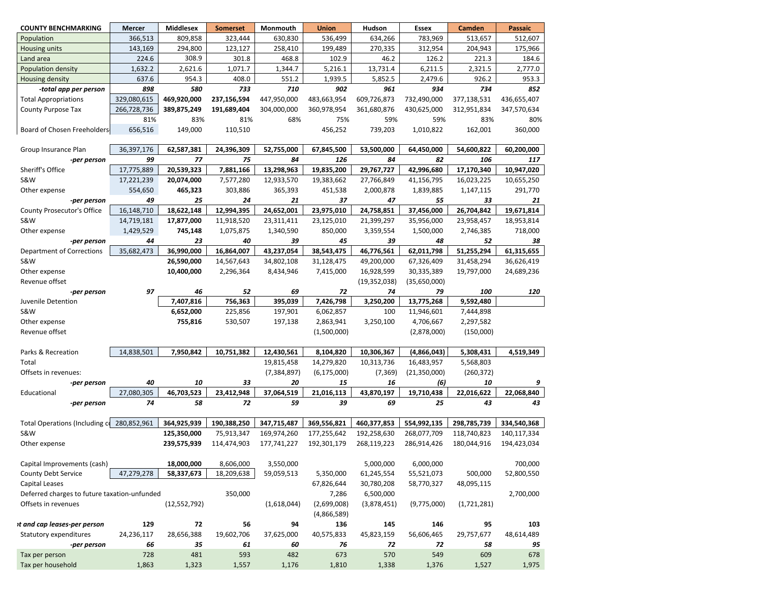| COUNTY BENCHMARKING | Mercer | Middlesex | Somerset | Monmouth | Union | Hudson | Essex | Camden | Passaic |
|---|---|---|---|---|---|---|---|---|---|
| Population | 366,513 | 809,858 | 323,444 | 630,830 | 536,499 | 634,266 | 783,969 | 513,657 | 512,607 |
| Housing units | 143,169 | 294,800 | 123,127 | 258,410 | 199,489 | 270,335 | 312,954 | 204,943 | 175,966 |
| Land area | 224.6 | 308.9 | 301.8 | 468.8 | 102.9 | 46.2 | 126.2 | 221.3 | 184.6 |
| Population density | 1,632.2 | 2,621.6 | 1,071.7 | 1,344.7 | 5,216.1 | 13,731.4 | 6,211.5 | 2,321.5 | 2,777.0 |
| Housing density | 637.6 | 954.3 | 408.0 | 551.2 | 1,939.5 | 5,852.5 | 2,479.6 | 926.2 | 953.3 |
| ***-total app per person*** | ***898*** | ***580*** | ***733*** | ***710*** | ***902*** | ***961*** | ***934*** | ***734*** | ***852*** |
| Total Appropriations | 329,080,615 | **469,920,000** | **237,156,594** | 447,950,000 | 483,663,954 | 609,726,873 | 732,490,000 | 377,138,531 | 436,655,407 |
| County Purpose Tax | 266,728,736 | **389,875,249** | **191,689,404** | 304,000,000 | 360,978,954 | 361,680,876 | 430,625,000 | 312,951,834 | 347,570,634 |
| | 81% | 83% | 81% | 68% | 75% | 59% | 59% | 83% | 80% |
| Board of Chosen Freeholders | 656,516 | 149,000 | 110,510 | | 456,252 | 739,203 | 1,010,822 | 162,001 | 360,000 |
| | | | | | | | | | |
| Group Insurance Plan | 36,397,176 | **62,587,381** | **24,396,309** | **52,755,000** | **67,845,500** | **53,500,000** | **64,450,000** | **54,600,822** | **60,200,000** |
| ***-per person*** | ***99*** | ***77*** | ***75*** | ***84*** | ***126*** | ***84*** | ***82*** | ***106*** | ***117*** |
| Sheriff's Office | 17,775,889 | **20,539,323** | 7,881,166 | 13,298,963 | 19,835,200 | 29,767,727 | 42,996,680 | 17,170,340 | **10,947,020** |
| S&W | 17,221,239 | **20,074,000** | 7,577,280 | 12,933,570 | 19,383,662 | 27,766,849 | 41,156,795 | 16,023,225 | 10,655,250 |
| Other expense | 554,650 | 465,323 | 303,886 | 365,393 | 451,538 | 2,000,878 | 1,839,885 | 1,147,115 | 291,770 |
| ***-per person*** | ***49*** | ***25*** | ***24*** | ***21*** | ***37*** | ***47*** | ***55*** | ***33*** | ***21*** |
| County Prosecutor's Office | 16,148,710 | **18,622,148** | 12,994,395 | 24,652,001 | 23,975,010 | 24,758,851 | 37,456,000 | 26,704,842 | 19,671,814 |
| S&W | 14,719,181 | **17,877,000** | 11,918,520 | 23,311,411 | 23,125,010 | 21,399,297 | 35,956,000 | 23,958,457 | 18,953,814 |
| Other expense | 1,429,529 | **745,148** | 1,075,875 | 1,340,590 | 850,000 | 3,359,554 | 1,500,000 | 2,746,385 | 718,000 |
| ***-per person*** | ***44*** | ***23*** | ***40*** | ***39*** | ***45*** | ***39*** | ***48*** | ***52*** | ***38*** |
| Department of Corrections | 35,682,473 | **36,990,000** | 16,864,007 | 43,237,054 | 38,543,475 | 46,776,561 | 62,011,798 | 51,255,294 | 61,315,655 |
| S&W | | **26,590,000** | 14,567,643 | 34,802,108 | 31,128,475 | 49,200,000 | 67,326,409 | 31,458,294 | 36,626,419 |
| Other expense | | **10,400,000** | 2,296,364 | 8,434,946 | 7,415,000 | 16,928,599 | 30,335,389 | 19,797,000 | 24,689,236 |
| Revenue offset | | | | | | (19,352,038) | (35,650,000) | | |
| ***-per person*** | ***97*** | ***46*** | ***52*** | ***69*** | ***72*** | ***74*** | ***79*** | ***100*** | ***120*** |
| Juvenile Detention | | **7,407,816** | 756,363 | 395,039 | 7,426,798 | 3,250,200 | 13,775,268 | 9,592,480 | |
| S&W | | **6,652,000** | 225,856 | 197,901 | 6,062,857 | 100 | 11,946,601 | 7,444,898 | |
| Other expense | | **755,816** | 530,507 | 197,138 | 2,863,941 | 3,250,100 | 4,706,667 | 2,297,582 | |
| Revenue offset | | | | | (1,500,000) | | (2,878,000) | (150,000) | |
| | | | | | | | | | |
| Parks & Recreation | 14,838,501 | **7,950,842** | **10,751,382** | **12,430,561** | **8,104,820** | **10,306,367** | **(4,866,043)** | **5,308,431** | **4,519,349** |
| Total | | | | 19,815,458 | 14,279,820 | 10,313,736 | 16,483,957 | 5,568,803 | |
| Offsets in revenues: | | | | (7,384,897) | (6,175,000) | (7,369) | (21,350,000) | (260,372) | |
| ***-per person*** | ***40*** | ***10*** | ***33*** | ***20*** | ***15*** | ***16*** | ***(6)*** | ***10*** | ***9*** |
| Educational | 27,080,305 | **46,703,523** | **23,412,948** | **37,064,519** | **21,016,113** | **43,870,197** | **19,710,438** | **22,016,622** | **22,068,840** |
| ***-per person*** | ***74*** | ***58*** | ***72*** | ***59*** | ***39*** | ***69*** | ***25*** | ***43*** | ***43*** |
| | | | | | | | | | |
| Total Operations (Including c | 280,852,961 | **364,925,939** | **190,388,250** | **347,715,487** | **369,556,821** | **460,377,853** | **554,992,135** | **298,785,739** | **334,540,368** |
| S&W | | **125,350,000** | 75,913,347 | 169,974,260 | 177,255,642 | 192,258,630 | 268,077,709 | 118,740,823 | 140,117,334 |
| Other expense | | **239,575,939** | 114,474,903 | 177,741,227 | 192,301,179 | 268,119,223 | 286,914,426 | 180,044,916 | 194,423,034 |
| | | | | | | | | | |
| Capital Improvements (cash) | | **18,000,000** | 8,606,000 | 3,550,000 | | 5,000,000 | 6,000,000 | | 700,000 |
| County Debt Service | 47,279,278 | **58,337,673** | 18,209,638 | 59,059,513 | 5,350,000 | 61,245,554 | 55,521,073 | 500,000 | 52,800,550 |
| Capital Leases | | | | | 67,826,644 | 30,780,208 | 58,770,327 | 48,095,115 | |
| Deferred charges to future taxation-unfunded | | | 350,000 | | 7,286 | 6,500,000 | | | 2,700,000 |
| Offsets in revenues | | (12,552,792) | | (1,618,044) | (2,699,008) | (3,878,451) | (9,775,000) | (1,721,281) | |
| | | | | | (4,866,589) | | | | |
| ***t and cap leases-per person*** | **129** | **72** | **56** | **94** | **136** | **145** | **146** | **95** | **103** |
| Statutory expenditures | 24,236,117 | 28,656,388 | 19,602,706 | 37,625,000 | 40,575,833 | 45,823,159 | 56,606,465 | 29,757,677 | 48,614,489 |
| ***-per person*** | ***66*** | ***35*** | ***61*** | ***60*** | ***76*** | ***72*** | ***72*** | ***58*** | ***95*** |
| Tax per person | 728 | 481 | 593 | 482 | 673 | 570 | 549 | 609 | 678 |
| Tax per household | 1,863 | 1,323 | 1,557 | 1,176 | 1,810 | 1,338 | 1,376 | 1,527 | 1,975 |